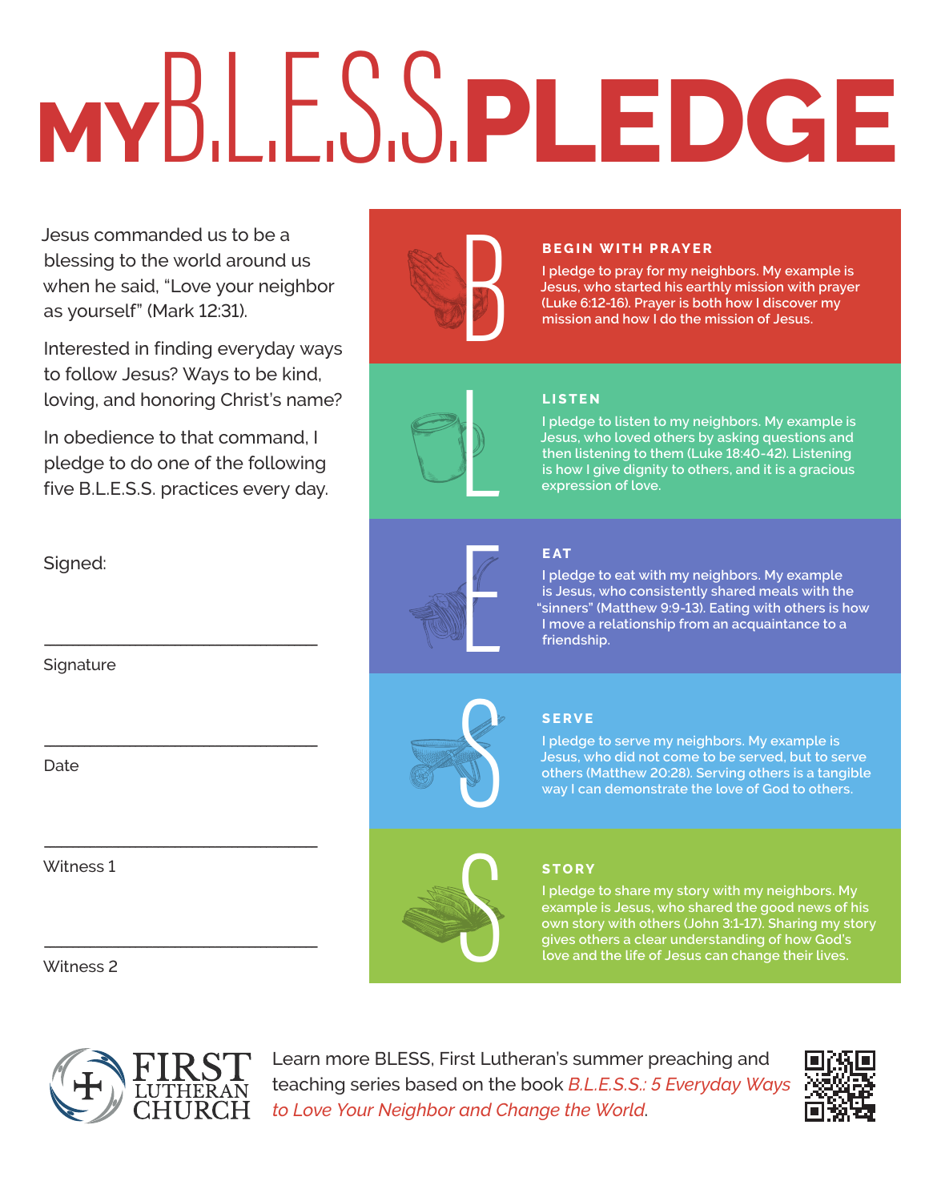# MY B.L.E.S.S. PLEDGE

Jesus commanded us to be a blessing to the world around us when he said, "Love your neighbor as yourself" (Mark 12:31).

Interested in finding everyday ways to follow Jesus? Ways to be kind, loving, and honoring Christ's name?

In obedience to that command, I pledge to do one of the following five B.L.E.S.S. practices every day.

Signed:

_______________________________

Signature

_______________________________

Date

_______________________________

Witness 1

_______________________________

Witness 2

## B — BEGIN WITH PRAYER

I pledge to pray for my neighbors. My example is Jesus, who started his earthly mission with prayer (Luke 6:12-16). Prayer is both how I discover my mission and how I do the mission of Jesus.

## L — LISTEN

I pledge to listen to my neighbors. My example is Jesus, who loved others by asking questions and then listening to them (Luke 18:40-42). Listening is how I give dignity to others, and it is a gracious expression of love.

## E — EAT

I pledge to eat with my neighbors. My example is Jesus, who consistently shared meals with the "sinners" (Matthew 9:9-13). Eating with others is how I move a relationship from an acquaintance to a friendship.

## S — SERVE

I pledge to serve my neighbors. My example is Jesus, who did not come to be served, but to serve others (Matthew 20:28). Serving others is a tangible way I can demonstrate the love of God to others.

## S — STORY

I pledge to share my story with my neighbors. My example is Jesus, who shared the good news of his own story with others (John 3:1-17). Sharing my story gives others a clear understanding of how God's love and the life of Jesus can change their lives.

FIRST LUTHERAN CHURCH

Learn more BLESS, First Lutheran's summer preaching and teaching series based on the book *B.L.E.S.S.: 5 Everyday Ways to Love Your Neighbor and Change the World*.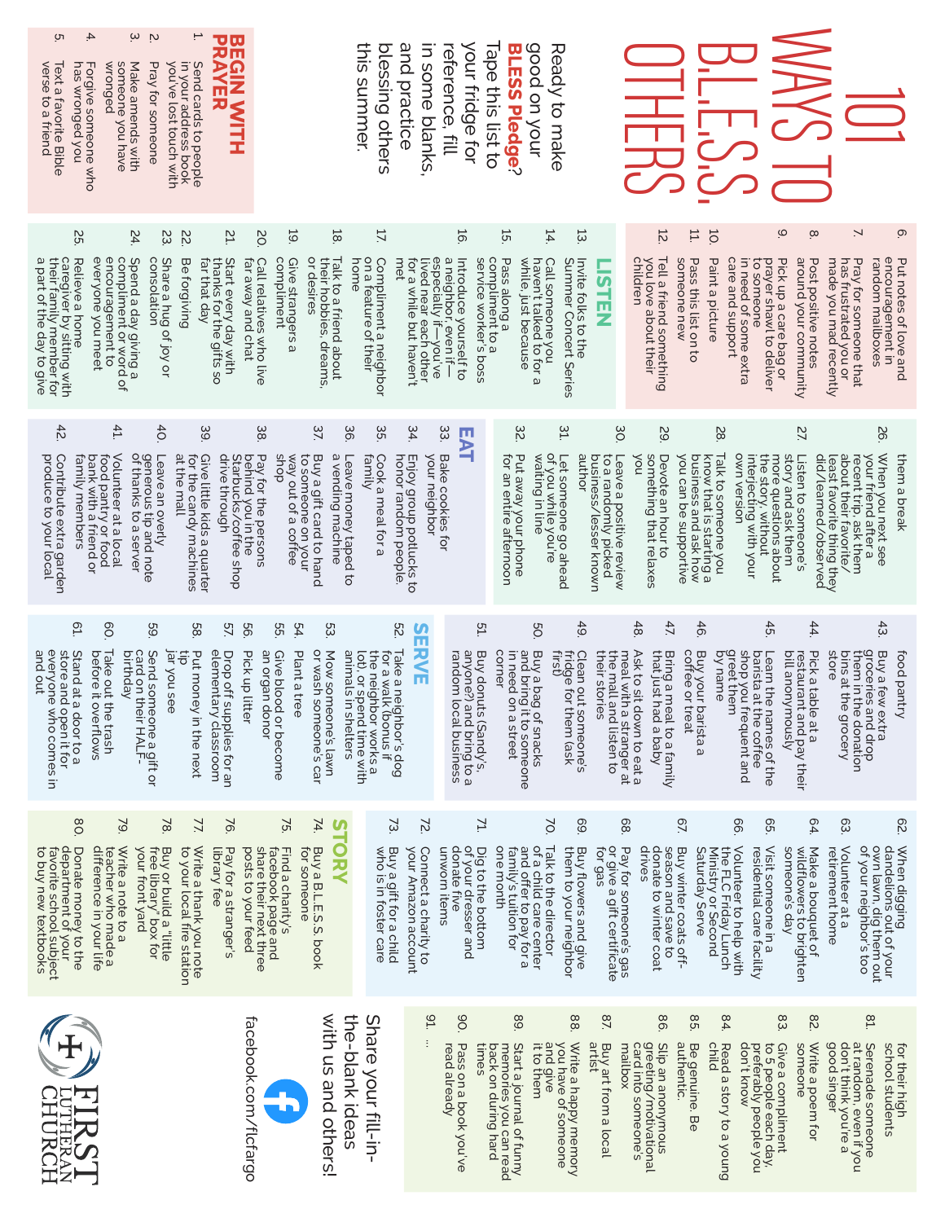# 101 WAYS TO B.L.E.S.S. OTHERS

Ready to make good on your **BLESS Pledge**? Tape this list to your fridge for reference, fill in some blanks, and practice blessing others this summer.

## BEGIN WITH PRAYER

1. Send cards to people in your address book you've lost touch with
2. Pray for someone
3. Make amends with someone you have wronged
4. Forgive someone who has wronged you
5. Text a favorite Bible verse to a friend
6. Put notes of love and encouragement in random mailboxes
7. Pray for someone that has frustrated you or made you mad recently
8. Post positive notes around your community
9. Pick up a care bag or prayer shawl to deliver to someone in need of some extra care and support
10. Paint a picture
11. Pass this list on to someone new
12. Tell a friend something you love about their children

## LISTEN

13. Invite folks to the Summer Concert Series
14. Call someone you haven't talked to for a while, just because
15. Pass along a compliment to a service worker's boss
16. Introduce yourself to a neighbor, even if—especially if—you've lived near each other for a while but haven't met
17. Compliment a neighbor on a feature of their home
18. Talk to a friend about their hobbies, dreams, or desires
19. Give strangers a compliment
20. Call relatives who live far away and chat
21. Start every day with thanks for the gifts so far that day
22. Be forgiving
23. Share a hug of joy or consolation
24. Spend a day giving a compliment or word of encouragement to everyone you meet
25. Relieve a home caregiver by sitting with their family member for a part of the day to give them a break
26. When you next see your friend after a recent trip, ask them about their favorite/least favorite thing they did/learned/observed
27. Listen to someone's story and ask them more questions about the story, without interjecting with your own version
28. Talk to someone you know that is starting a business and ask how you can be supportive
29. Devote an hour to something that relaxes you
30. Leave a positive review to a randomly picked business/lesser known author
31. Let someone go ahead of you while you're waiting in line
32. Put away your phone for an entire afternoon

## EAT

33. Bake cookies for your neighbor
34. Enjoy group potlucks to honor random people.
35. Cook a meal for a family
36. Leave money taped to a vending machine
37. Buy a gift card to hand to someone on your way out of a coffee shop
38. Pay for the persons behind you in the Starbucks/coffee shop drive through
39. Give little kids a quarter for the candy machines at the mall
40. Leave an overly generous tip and note of thanks to a server
41. Volunteer at a local food pantry or food bank with a friend or family members
42. Contribute extra garden produce to your local food pantry
43. Buy a few extra groceries and drop them in the donation bins at the grocery store
44. Pick a table at a restaurant and pay their bill anonymously
45. Learn the names of the barista at the coffee shop you frequent and greet them by name
46. Buy your barista a coffee or treat
47. Bring a meal to a family that just had a baby
48. Ask to sit down to eat a meal with a stranger at the mall and listen to their stories
49. Clean out someone's fridge for them (ask first)
50. Buy a bag of snacks and bring it to someone in need on a street corner
51. Buy donuts (Sandy's, anyone?) and bring to a random local business

## SERVE

52. Take a neighbor's dog for a walk (bonus if the neighbor works a lot), or spend time with animals in shelters
53. Mow someone's lawn or wash someone's car
54. Plant a tree
55. Give blood or become an organ donor
56. Pick up litter
57. Drop off supplies for an elementary classroom
58. Put money in the next tip jar you see
59. Send someone a gift or card on their HALF-birthday
60. Take out the trash before it overflows
61. Stand at a door to a store and open it for everyone who comes in and out
62. When digging dandelions out of your own lawn, dig them out of your neighbor's too
63. Volunteer at a retirement home
64. Make a bouquet of wildflowers to brighten someone's day
65. Visit someone in a residential care facility
66. Volunteer to help with the FLC Friday Lunch Ministry or Second Saturday Serve
67. Buy winter coats off-season and save to donate to winter coat drives
68. Pay for someone's gas or give a gift certificate for gas
69. Buy flowers and give them to your neighbor
70. Talk to the director of a child care center and offer to pay for a family's tuition for one month
71. Dig to the bottom of your dresser and donate five unworn items
72. Connect a charity to your Amazon account
73. Buy a gift for a child who is in foster care

## STORY

74. Buy a B.L.E.S.S. book for someone
75. Find a charity's facebook page and share their next three posts to your feed
76. Pay for a stranger's library fee
77. Write a thank you note to your local fire station
78. Buy or build a "little free library" box for your front yard
79. Write a note to a teacher who made a difference in your life
80. Donate money to the department of your favorite school subject to buy new textbooks for their high school students
81. Serenade someone at random, even if you don't think you're a good singer
82. Write a poem for someone
83. Give a compliment to 5 people each day, preferably people you don't know
84. Read a story to a young child
85. Be genuine. Be authentic.
86. Slip an anonymous greeting/motivational card into someone's mailbox
87. Buy art from a local artist
88. Write a happy memory you have of someone and give it to them
89. Start a journal of funny memories you can read back on during hard times
90. Pass on a book you've read already
91. ...

Share your fill-in-the-blank ideas with us and others!

facebook.com/flcfargo

FIRST LUTHERAN CHURCH